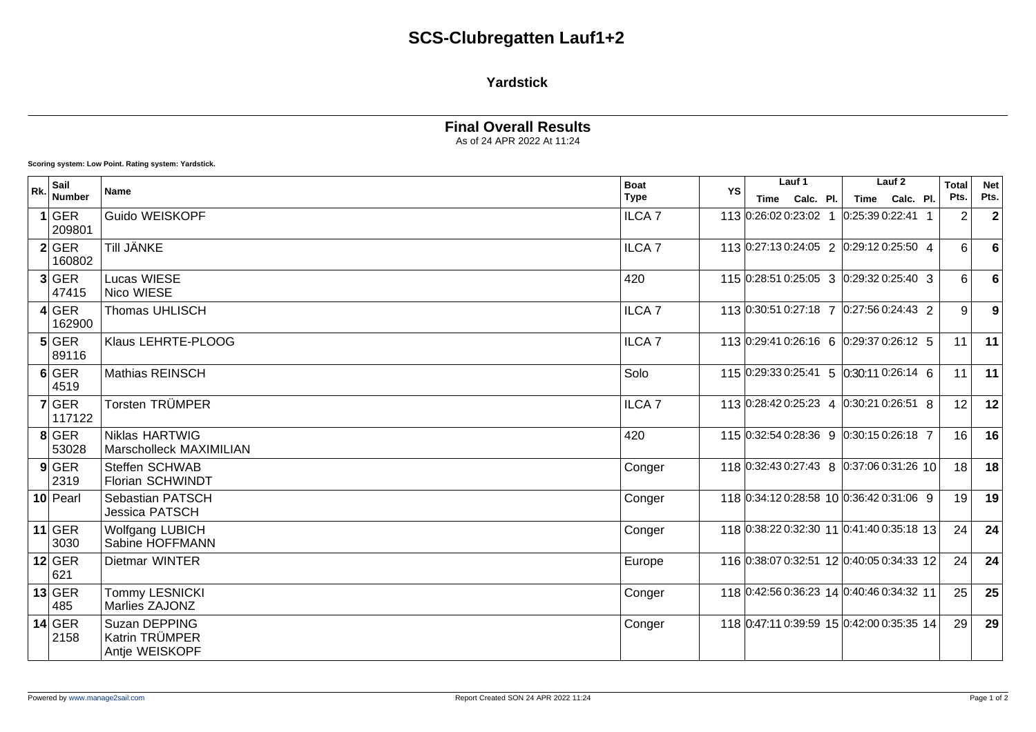# SCS-Clubregatten Lauf1+2

## Yardstick

### Final Overall Results

As of 24 APR 2022 At 11:24

**Scoring system: Low Point. Rating system: Yardstick.**

| Rk. | Sail Number | Name | Boat Type | YS | Lauf 1 | | | Lauf 2 | | | Total Pts. | Net Pts. |
|---|---|---|---|---|---|---|---|---|---|---|---|---|
| | | | | | Time | Calc. | Pl. | Time | Calc. | Pl. | | |
| **1** | GER 209801 | Guido WEISKOPF | ILCA 7 | 113 | 0:26:02 | 0:23:02 | 1 | 0:25:39 | 0:22:41 | 1 | 2 | **2** |
| **2** | GER 160802 | Till JÄNKE | ILCA 7 | 113 | 0:27:13 | 0:24:05 | 2 | 0:29:12 | 0:25:50 | 4 | 6 | **6** |
| **3** | GER 47415 | Lucas WIESE<br>Nico WIESE | 420 | 115 | 0:28:51 | 0:25:05 | 3 | 0:29:32 | 0:25:40 | 3 | 6 | **6** |
| **4** | GER 162900 | Thomas UHLISCH | ILCA 7 | 113 | 0:30:51 | 0:27:18 | 7 | 0:27:56 | 0:24:43 | 2 | 9 | **9** |
| **5** | GER 89116 | Klaus LEHRTE-PLOOG | ILCA 7 | 113 | 0:29:41 | 0:26:16 | 6 | 0:29:37 | 0:26:12 | 5 | 11 | **11** |
| **6** | GER 4519 | Mathias REINSCH | Solo | 115 | 0:29:33 | 0:25:41 | 5 | 0:30:11 | 0:26:14 | 6 | 11 | **11** |
| **7** | GER 117122 | Torsten TRÜMPER | ILCA 7 | 113 | 0:28:42 | 0:25:23 | 4 | 0:30:21 | 0:26:51 | 8 | 12 | **12** |
| **8** | GER 53028 | Niklas HARTWIG<br>Marscholleck MAXIMILIAN | 420 | 115 | 0:32:54 | 0:28:36 | 9 | 0:30:15 | 0:26:18 | 7 | 16 | **16** |
| **9** | GER 2319 | Steffen SCHWAB<br>Florian SCHWINDT | Conger | 118 | 0:32:43 | 0:27:43 | 8 | 0:37:06 | 0:31:26 | 10 | 18 | **18** |
| **10** | Pearl | Sebastian PATSCH<br>Jessica PATSCH | Conger | 118 | 0:34:12 | 0:28:58 | 10 | 0:36:42 | 0:31:06 | 9 | 19 | **19** |
| **11** | GER 3030 | Wolfgang LUBICH<br>Sabine HOFFMANN | Conger | 118 | 0:38:22 | 0:32:30 | 11 | 0:41:40 | 0:35:18 | 13 | 24 | **24** |
| **12** | GER 621 | Dietmar WINTER | Europe | 116 | 0:38:07 | 0:32:51 | 12 | 0:40:05 | 0:34:33 | 12 | 24 | **24** |
| **13** | GER 485 | Tommy LESNICKI<br>Marlies ZAJONZ | Conger | 118 | 0:42:56 | 0:36:23 | 14 | 0:40:46 | 0:34:32 | 11 | 25 | **25** |
| **14** | GER 2158 | Suzan DEPPING<br>Katrin TRÜMPER<br>Antje WEISKOPF | Conger | 118 | 0:47:11 | 0:39:59 | 15 | 0:42:00 | 0:35:35 | 14 | 29 | **29** |

Powered by www.manage2sail.com &nbsp;&nbsp;&nbsp; Report Created SON 24 APR 2022 11:24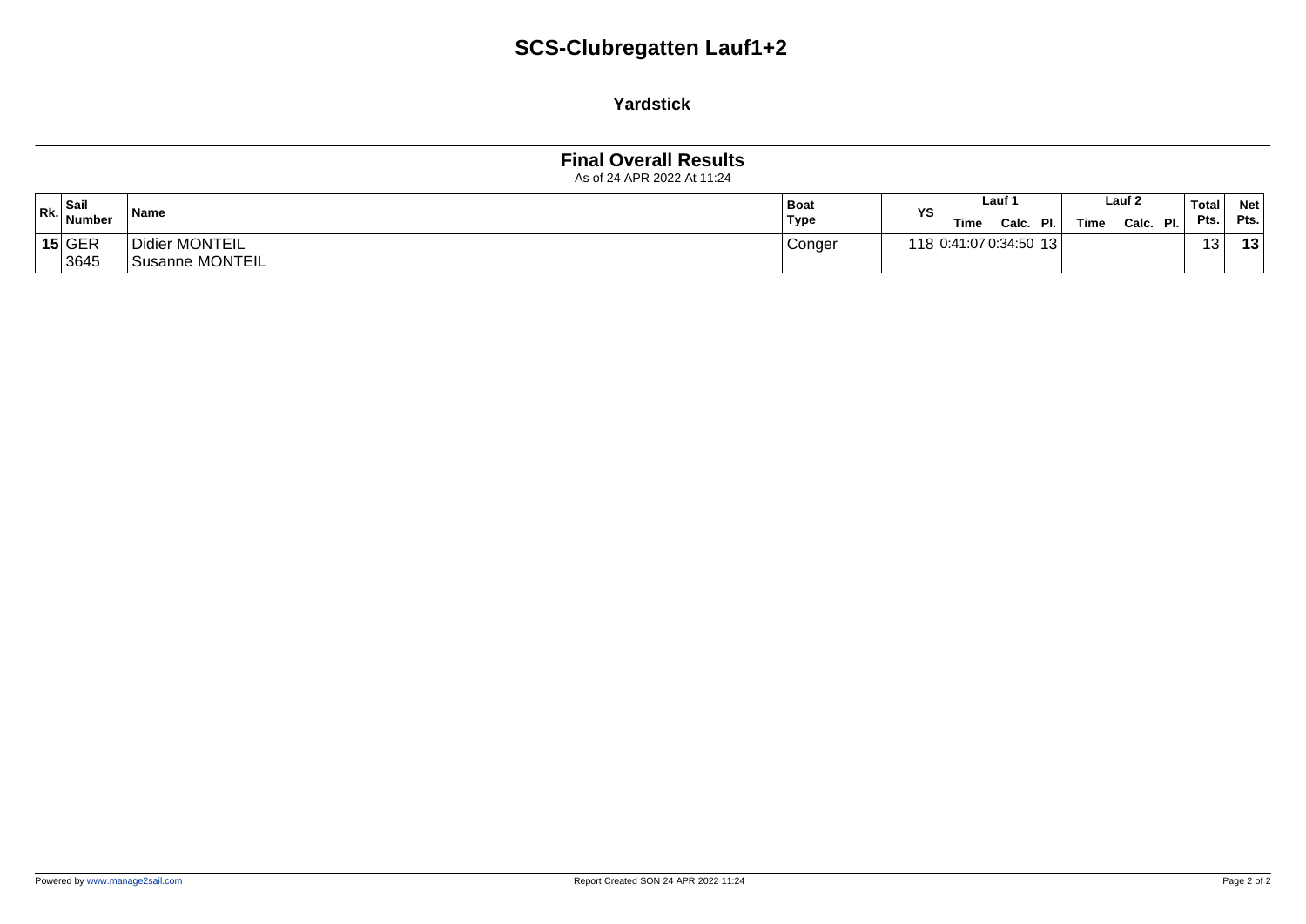# SCS-Clubregatten Lauf1+2

## Yardstick

### Final Overall Results

As of 24 APR 2022 At 11:24

| Rk. | Sail Number | Name | Boat Type | YS | Lauf 1 | | | Lauf 2 | | | Total Pts. | Net Pts. |
|---|---|---|---|---|---|---|---|---|---|---|---|---|
| | | | | | Time | Calc. | Pl. | Time | Calc. | Pl. | | |
| **15** | GER 3645 | Didier MONTEIL<br>Susanne MONTEIL | Conger | 118 | 0:41:07 | 0:34:50 | 13 | | | | 13 | **13** |

Powered by www.manage2sail.com

Report Created SON 24 APR 2022 11:24